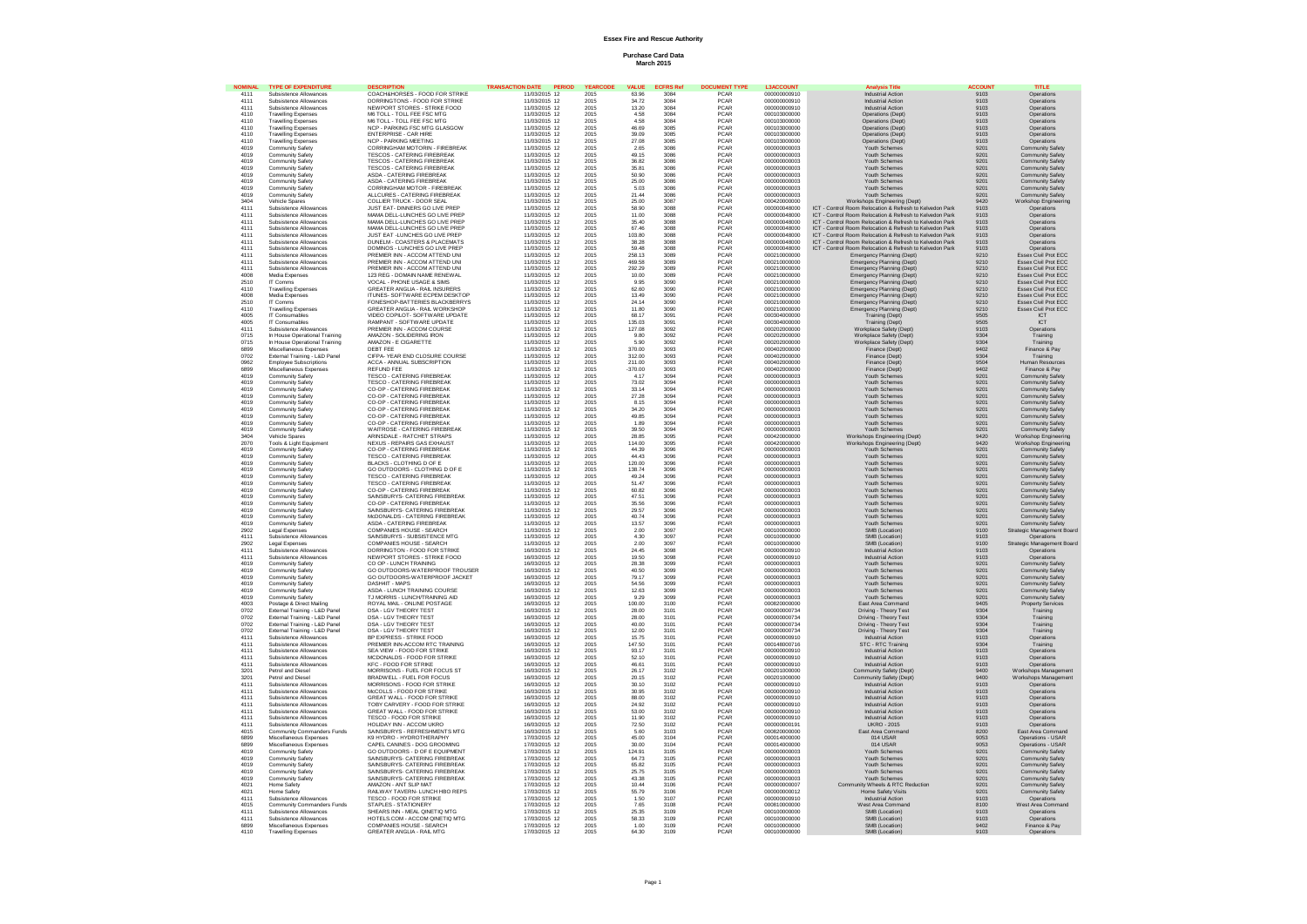# Essex Fire and Rescue Authority

## Purchase Card Data
## March 2015

| NOMINAL | TYPE OF EXPENDITURE | DESCRIPTION | TRANSACTION DATE | PERIOD | YEARCODE | VALUE | ECFRS Ref | DOCUMENT TYPE | L3ACCOUNT | Analysis Title | ACCOUNT | TITLE |
|---|---|---|---|---|---|---|---|---|---|---|---|---|
| 4111 | Subsistence Allowances | COACH&HORSES - FOOD FOR STRIKE | 11/03/2015 | 12 | 2015 | 63.96 | 3084 | PCAR | 000000000910 | Industrial Action | 9103 | Operations |
| 4111 | Subsistence Allowances | DORRINGTONS - FOOD FOR STRIKE | 11/03/2015 | 12 | 2015 | 34.72 | 3084 | PCAR | 000000000910 | Industrial Action | 9103 | Operations |
| 4111 | Subsistence Allowances | NEWPORT STORES - STRIKE FOOD | 11/03/2015 | 12 | 2015 | 13.20 | 3084 | PCAR | 000000000910 | Industrial Action | 9103 | Operations |
| 4110 | Travelling Expenses | M6 TOLL - TOLL FEE FSC MTG | 11/03/2015 | 12 | 2015 | 4.58 | 3084 | PCAR | 000103000000 | Operations (Dept) | 9103 | Operations |
| 4110 | Travelling Expenses | M6 TOLL - TOLL FEE FSC MTG | 11/03/2015 | 12 | 2015 | 4.58 | 3084 | PCAR | 000103000000 | Operations (Dept) | 9103 | Operations |
| 4110 | Travelling Expenses | NCP - PARKING FSC MTG GLASGOW | 11/03/2015 | 12 | 2015 | 46.69 | 3085 | PCAR | 000103000000 | Operations (Dept) | 9103 | Operations |
| 4110 | Travelling Expenses | ENTERPRISE - CAR HIRE | 11/03/2015 | 12 | 2015 | 39.09 | 3085 | PCAR | 000103000000 | Operations (Dept) | 9103 | Operations |
| 4110 | Travelling Expenses | NCP - PARKING MEETING | 11/03/2015 | 12 | 2015 | 27.08 | 3085 | PCAR | 000103000000 | Operations (Dept) | 9103 | Operations |
| 4019 | Community Safety | CORRINGHAM MOTORIN - FIREBREAK | 11/03/2015 | 12 | 2015 | 2.65 | 3086 | PCAR | 000000000003 | Youth Schemes | 9201 | Community Safety |
| 4019 | Community Safety | TESCOS - CATERING FIREBREAK | 11/03/2015 | 12 | 2015 | 49.15 | 3086 | PCAR | 000000000003 | Youth Schemes | 9201 | Community Safety |
| 4019 | Community Safety | TESCOS - CATERING FIREBREAK | 11/03/2015 | 12 | 2015 | 36.82 | 3086 | PCAR | 000000000003 | Youth Schemes | 9201 | Community Safety |
| 4019 | Community Safety | TESCOS - CATERING FIREBREAK | 11/03/2015 | 12 | 2015 | 35.81 | 3086 | PCAR | 000000000003 | Youth Schemes | 9201 | Community Safety |
| 4019 | Community Safety | ASDA - CATERING FIREBREAK | 11/03/2015 | 12 | 2015 | 50.90 | 3086 | PCAR | 000000000003 | Youth Schemes | 9201 | Community Safety |
| 4019 | Community Safety | ASDA - CATERING FIREBREAK | 11/03/2015 | 12 | 2015 | 25.00 | 3086 | PCAR | 000000000003 | Youth Schemes | 9201 | Community Safety |
| 4019 | Community Safety | CORRINGHAM MOTOR - FIREBREAK | 11/03/2015 | 12 | 2015 | 5.03 | 3086 | PCAR | 000000000003 | Youth Schemes | 9201 | Community Safety |
| 4019 | Community Safety | ALLCURES - CATERING FIREBREAK | 11/03/2015 | 12 | 2015 | 21.44 | 3086 | PCAR | 000000000003 | Youth Schemes | 9201 | Community Safety |
| 3404 | Vehicle Spares | COLLIER TRUCK - DOOR SEAL | 11/03/2015 | 12 | 2015 | 25.00 | 3087 | PCAR | 000420000000 | Workshops Engineering (Dept) | 9420 | Workshop Engineering |
| 4111 | Subsistence Allowances | JUST EAT- DINNERS GO LIVE PREP | 11/03/2015 | 12 | 2015 | 58.90 | 3088 | PCAR | 000000048000 | ICT - Control Room Relocation & Refresh to Kelvedon Park | 9103 | Operations |
| 4111 | Subsistence Allowances | MAMA DELL-LUNCHES GO LIVE PREP | 11/03/2015 | 12 | 2015 | 11.00 | 3088 | PCAR | 000000048000 | ICT - Control Room Relocation & Refresh to Kelvedon Park | 9103 | Operations |
| 4111 | Subsistence Allowances | MAMA DELL-LUNCHES GO LIVE PREP | 11/03/2015 | 12 | 2015 | 35.40 | 3088 | PCAR | 000000048000 | ICT - Control Room Relocation & Refresh to Kelvedon Park | 9103 | Operations |
| 4111 | Subsistence Allowances | MAMA DELL-LUNCHES GO LIVE PREP | 11/03/2015 | 12 | 2015 | 67.46 | 3088 | PCAR | 000000048000 | ICT - Control Room Relocation & Refresh to Kelvedon Park | 9103 | Operations |
| 4111 | Subsistence Allowances | JUST EAT -LUNCHES GO LIVE PREP | 11/03/2015 | 12 | 2015 | 103.80 | 3088 | PCAR | 000000048000 | ICT - Control Room Relocation & Refresh to Kelvedon Park | 9103 | Operations |
| 4111 | Subsistence Allowances | DUNELM - COASTERS & PLACEMATS | 11/03/2015 | 12 | 2015 | 38.28 | 3088 | PCAR | 000000048000 | ICT - Control Room Relocation & Refresh to Kelvedon Park | 9103 | Operations |
| 4111 | Subsistence Allowances | DOMINOS - LUNCHES GO LIVE PREP | 11/03/2015 | 12 | 2015 | 59.48 | 3088 | PCAR | 000000048000 | ICT - Control Room Relocation & Refresh to Kelvedon Park | 9103 | Operations |
| 4111 | Subsistence Allowances | PREMIER INN - ACCOM ATTEND UNI | 11/03/2015 | 12 | 2015 | 258.13 | 3089 | PCAR | 000210000000 | Emergency Planning (Dept) | 9210 | Essex Civil Prot ECC |
| 4111 | Subsistence Allowances | PREMIER INN - ACCOM ATTEND UNI | 11/03/2015 | 12 | 2015 | 469.58 | 3089 | PCAR | 000210000000 | Emergency Planning (Dept) | 9210 | Essex Civil Prot ECC |
| 4111 | Subsistence Allowances | PREMIER INN - ACCOM ATTEND UNI | 11/03/2015 | 12 | 2015 | 292.29 | 3089 | PCAR | 000210000000 | Emergency Planning (Dept) | 9210 | Essex Civil Prot ECC |
| 4008 | Media Expenses | 123 REG - DOMAIN NAME RENEWAL | 11/03/2015 | 12 | 2015 | 10.00 | 3089 | PCAR | 000210000000 | Emergency Planning (Dept) | 9210 | Essex Civil Prot ECC |
| 2510 | IT Comms | VOCAL - PHONE USAGE & SIMS | 11/03/2015 | 12 | 2015 | 9.95 | 3090 | PCAR | 000210000000 | Emergency Planning (Dept) | 9210 | Essex Civil Prot ECC |
| 4110 | Travelling Expenses | GREATER ANGLIA - RAIL INSURERS | 11/03/2015 | 12 | 2015 | 62.60 | 3090 | PCAR | 000210000000 | Emergency Planning (Dept) | 9210 | Essex Civil Prot ECC |
| 4008 | Media Expenses | ITUNES- SOFTWARE ECPEM DESKTOP | 11/03/2015 | 12 | 2015 | 13.49 | 3090 | PCAR | 000210000000 | Emergency Planning (Dept) | 9210 | Essex Civil Prot ECC |
| 2510 | IT Comms | FONESHOP-BATTERIES BLACKBERRYS | 11/03/2015 | 12 | 2015 | 24.14 | 3090 | PCAR | 000210000000 | Emergency Planning (Dept) | 9210 | Essex Civil Prot ECC |
| 4110 | Travelling Expenses | GREATER ANGLIA - RAIL WORKSHOP | 11/03/2015 | 12 | 2015 | 11.80 | 3090 | PCAR | 000210000000 | Emergency Planning (Dept) | 9210 | Essex Civil Prot ECC |
| 4005 | IT Consumables | VIDEO COPILOT- SOFTWARE UPDATE | 11/03/2015 | 12 | 2015 | 68.17 | 3091 | PCAR | 000304000000 | Training (Dept) | 9505 | ICT |
| 4005 | IT Consumables | RAMPANT - SOFTWARE UPDATE | 11/03/2015 | 12 | 2015 | 135.03 | 3091 | PCAR | 000304000000 | Training (Dept) | 9505 | ICT |
| 4111 | Subsistence Allowances | PREMIER INN - ACCOM COURSE | 11/03/2015 | 12 | 2015 | 127.08 | 3092 | PCAR | 000202000000 | Workplace Safety (Dept) | 9103 | Operations |
| 0715 | In House Operational Training | AMAZON - SOLDERING IRON | 11/03/2015 | 12 | 2015 | 9.80 | 3092 | PCAR | 000202000000 | Workplace Safety (Dept) | 9304 | Training |
| 0715 | In House Operational Training | AMAZON - E CIGARETTE | 11/03/2015 | 12 | 2015 | 5.90 | 3092 | PCAR | 000202000000 | Workplace Safety (Dept) | 9304 | Training |
| 6899 | Miscellaneous Expenses | DEBT FEE | 11/03/2015 | 12 | 2015 | 370.00 | 3093 | PCAR | 000402000000 | Finance (Dept) | 9402 | Finance & Pay |
| 0702 | External Training - L&D Panel | CIFPA- YEAR END CLOSURE COURSE | 11/03/2015 | 12 | 2015 | 312.00 | 3093 | PCAR | 000402000000 | Finance (Dept) | 9304 | Training |
| 0962 | Employee Subscriptions | ACCA - ANNUAL SUBSCRIPTION | 11/03/2015 | 12 | 2015 | 211.00 | 3093 | PCAR | 000402000000 | Finance (Dept) | 9504 | Human Resources |
| 6899 | Miscellaneous Expenses | REFUND FEE | 11/03/2015 | 12 | 2015 | -370.00 | 3093 | PCAR | 000402000000 | Finance (Dept) | 9402 | Finance & Pay |
| 4019 | Community Safety | TESCO - CATERING FIREBREAK | 11/03/2015 | 12 | 2015 | 4.17 | 3094 | PCAR | 000000000003 | Youth Schemes | 9201 | Community Safety |
| 4019 | Community Safety | TESCO - CATERING FIREBREAK | 11/03/2015 | 12 | 2015 | 73.02 | 3094 | PCAR | 000000000003 | Youth Schemes | 9201 | Community Safety |
| 4019 | Community Safety | CO-OP - CATERING FIREBREAK | 11/03/2015 | 12 | 2015 | 33.14 | 3094 | PCAR | 000000000003 | Youth Schemes | 9201 | Community Safety |
| 4019 | Community Safety | CO-OP - CATERING FIREBREAK | 11/03/2015 | 12 | 2015 | 27.28 | 3094 | PCAR | 000000000003 | Youth Schemes | 9201 | Community Safety |
| 4019 | Community Safety | CO-OP - CATERING FIREBREAK | 11/03/2015 | 12 | 2015 | 8.15 | 3094 | PCAR | 000000000003 | Youth Schemes | 9201 | Community Safety |
| 4019 | Community Safety | CO-OP - CATERING FIREBREAK | 11/03/2015 | 12 | 2015 | 34.20 | 3094 | PCAR | 000000000003 | Youth Schemes | 9201 | Community Safety |
| 4019 | Community Safety | CO-OP - CATERING FIREBREAK | 11/03/2015 | 12 | 2015 | 49.85 | 3094 | PCAR | 000000000003 | Youth Schemes | 9201 | Community Safety |
| 4019 | Community Safety | CO-OP - CATERING FIREBREAK | 11/03/2015 | 12 | 2015 | 1.89 | 3094 | PCAR | 000000000003 | Youth Schemes | 9201 | Community Safety |
| 4019 | Community Safety | WAITROSE - CATERING FIREBREAK | 11/03/2015 | 12 | 2015 | 39.50 | 3094 | PCAR | 000000000003 | Youth Schemes | 9201 | Community Safety |
| 3404 | Vehicle Spares | ARINSDALE - RATCHET STRAPS | 11/03/2015 | 12 | 2015 | 28.85 | 3095 | PCAR | 000420000000 | Workshops Engineering (Dept) | 9420 | Workshop Engineering |
| 2070 | Tools & Light Equipment | NEXUS - REPAIRS GAS EXHAUST | 11/03/2015 | 12 | 2015 | 114.00 | 3095 | PCAR | 000420000000 | Workshops Engineering (Dept) | 9420 | Workshop Engineering |
| 4019 | Community Safety | CO-OP - CATERING FIREBREAK | 11/03/2015 | 12 | 2015 | 44.39 | 3096 | PCAR | 000000000003 | Youth Schemes | 9201 | Community Safety |
| 4019 | Community Safety | TESCO - CATERING FIREBREAK | 11/03/2015 | 12 | 2015 | 44.43 | 3096 | PCAR | 000000000003 | Youth Schemes | 9201 | Community Safety |
| 4019 | Community Safety | BLACKS - CLOTHING D OF E | 11/03/2015 | 12 | 2015 | 120.00 | 3096 | PCAR | 000000000003 | Youth Schemes | 9201 | Community Safety |
| 4019 | Community Safety | GO OUTDOORS - CLOTHING D OF E | 11/03/2015 | 12 | 2015 | 138.74 | 3096 | PCAR | 000000000003 | Youth Schemes | 9201 | Community Safety |
| 4019 | Community Safety | TESCO - CATERING FIREBREAK | 11/03/2015 | 12 | 2015 | 49.24 | 3096 | PCAR | 000000000003 | Youth Schemes | 9201 | Community Safety |
| 4019 | Community Safety | TESCO - CATERING FIREBREAK | 11/03/2015 | 12 | 2015 | 51.47 | 3096 | PCAR | 000000000003 | Youth Schemes | 9201 | Community Safety |
| 4019 | Community Safety | CO-OP - CATERING FIREBREAK | 11/03/2015 | 12 | 2015 | 60.82 | 3096 | PCAR | 000000000003 | Youth Schemes | 9201 | Community Safety |
| 4019 | Community Safety | SAINSBURYS- CATERING FIREBREAK | 11/03/2015 | 12 | 2015 | 47.51 | 3096 | PCAR | 000000000003 | Youth Schemes | 9201 | Community Safety |
| 4019 | Community Safety | CO-OP - CATERING FIREBREAK | 11/03/2015 | 12 | 2015 | 35.56 | 3096 | PCAR | 000000000003 | Youth Schemes | 9201 | Community Safety |
| 4019 | Community Safety | SAINSBURYS- CATERING FIREBREAK | 11/03/2015 | 12 | 2015 | 29.57 | 3096 | PCAR | 000000000003 | Youth Schemes | 9201 | Community Safety |
| 4019 | Community Safety | McDONALDS - CATERING FIREBREAK | 11/03/2015 | 12 | 2015 | 40.74 | 3096 | PCAR | 000000000003 | Youth Schemes | 9201 | Community Safety |
| 4019 | Community Safety | ASDA - CATERING FIREBREAK | 11/03/2015 | 12 | 2015 | 13.57 | 3096 | PCAR | 000000000003 | Youth Schemes | 9201 | Community Safety |
| 2902 | Legal Expenses | COMPANIES HOUSE - SEARCH | 11/03/2015 | 12 | 2015 | 2.00 | 3097 | PCAR | 000100000000 | SMB (Location) | 9100 | Strategic Management Board |
| 4111 | Subsistence Allowances | SAINSBURYS - SUBSISTENCE MTG | 11/03/2015 | 12 | 2015 | 4.30 | 3097 | PCAR | 000100000000 | SMB (Location) | 9103 | Operations |
| 2902 | Legal Expenses | COMPANIES HOUSE - SEARCH | 11/03/2015 | 12 | 2015 | 2.00 | 3097 | PCAR | 000100000000 | SMB (Location) | 9100 | Strategic Management Board |
| 4111 | Subsistence Allowances | DORRINGTON - FOOD FOR STRIKE | 16/03/2015 | 12 | 2015 | 24.45 | 3098 | PCAR | 000000000910 | Industrial Action | 9103 | Operations |
| 4111 | Subsistence Allowances | NEWPORT STORES - STRIKE FOOD | 16/03/2015 | 12 | 2015 | 19.50 | 3098 | PCAR | 000000000910 | Industrial Action | 9103 | Operations |
| 4019 | Community Safety | CO OP - LUNCH TRAINING | 16/03/2015 | 12 | 2015 | 28.38 | 3099 | PCAR | 000000000003 | Youth Schemes | 9201 | Community Safety |
| 4019 | Community Safety | GO OUTDOORS-WATERPROOF TROUSER | 16/03/2015 | 12 | 2015 | 40.50 | 3099 | PCAR | 000000000003 | Youth Schemes | 9201 | Community Safety |
| 4019 | Community Safety | GO OUTDOORS-WATERPROOF JACKET | 16/03/2015 | 12 | 2015 | 79.17 | 3099 | PCAR | 000000000003 | Youth Schemes | 9201 | Community Safety |
| 4019 | Community Safety | DASHHIT - MAPS | 16/03/2015 | 12 | 2015 | 54.56 | 3099 | PCAR | 000000000003 | Youth Schemes | 9201 | Community Safety |
| 4019 | Community Safety | ASDA - LUNCH TRAINING COURSE | 16/03/2015 | 12 | 2015 | 12.63 | 3099 | PCAR | 000000000003 | Youth Schemes | 9201 | Community Safety |
| 4019 | Community Safety | TJ MORRIS - LUNCH/TRAINING AID | 16/03/2015 | 12 | 2015 | 9.29 | 3099 | PCAR | 000000000003 | Youth Schemes | 9201 | Community Safety |
| 4003 | Postage & Direct Mailing | ROYAL MAIL - ONLINE POSTAGE | 16/03/2015 | 12 | 2015 | 100.00 | 3100 | PCAR | 000820000000 | East Area Command | 9405 | Property Services |
| 0702 | External Training - L&D Panel | DSA - LGV THEORY TEST | 16/03/2015 | 12 | 2015 | 28.00 | 3101 | PCAR | 000000000734 | Driving - Theory Test | 9304 | Training |
| 0702 | External Training - L&D Panel | DSA - LGV THEORY TEST | 16/03/2015 | 12 | 2015 | 28.00 | 3101 | PCAR | 000000000734 | Driving - Theory Test | 9304 | Training |
| 0702 | External Training - L&D Panel | DSA - LGV THEORY TEST | 16/03/2015 | 12 | 2015 | 40.00 | 3101 | PCAR | 000000000734 | Driving - Theory Test | 9304 | Training |
| 0702 | External Training - L&D Panel | DSA - LGV THEORY TEST | 16/03/2015 | 12 | 2015 | 28.00 | 3101 | PCAR | 000000000734 | Driving - Theory Test | 9304 | Training |
| 4111 | Subsistence Allowances | BP EXPRESS - STRIKE FOOD | 16/03/2015 | 12 | 2015 | 15.75 | 3101 | PCAR | 000000000910 | Industrial Action | 9103 | Operations |
| 4111 | Subsistence Allowances | PREMIER INN-ACCOM RTC TRAINING | 16/03/2015 | 12 | 2015 | 147.50 | 3101 | PCAR | 000148000716 | STC - RTC Training | 9304 | Training |
| 4111 | Subsistence Allowances | SEA VIEW - FOOD FOR STRIKE | 16/03/2015 | 12 | 2015 | 93.17 | 3101 | PCAR | 000000000910 | Industrial Action | 9103 | Operations |
| 4111 | Subsistence Allowances | MCDONALDS - FOOD FOR STRIKE | 16/03/2015 | 12 | 2015 | 52.10 | 3101 | PCAR | 000000000910 | Industrial Action | 9103 | Operations |
| 4111 | Subsistence Allowances | KFC - FOOD FOR STRIKE | 16/03/2015 | 12 | 2015 | 46.61 | 3101 | PCAR | 000000000910 | Industrial Action | 9103 | Operations |
| 3201 | Petrol and Diesel | MORRISONS - FUEL FOR FOCUS ST | 16/03/2015 | 12 | 2015 | 20.17 | 3102 | PCAR | 000201000000 | Community Safety (Dept) | 9400 | Workshops Management |
| 3201 | Petrol and Diesel | BRADWELL - FUEL FOR FOCUS | 16/03/2015 | 12 | 2015 | 20.15 | 3102 | PCAR | 000201000000 | Community Safety (Dept) | 9400 | Workshops Management |
| 4111 | Subsistence Allowances | MORRISONS - FOOD FOR STRIKE | 16/03/2015 | 12 | 2015 | 30.10 | 3102 | PCAR | 000000000910 | Industrial Action | 9103 | Operations |
| 4111 | Subsistence Allowances | McCOLLS - FOOD FOR STRIKE | 16/03/2015 | 12 | 2015 | 30.95 | 3102 | PCAR | 000000000910 | Industrial Action | 9103 | Operations |
| 4111 | Subsistence Allowances | GREAT WALL - FOOD FOR STRIKE | 16/03/2015 | 12 | 2015 | 88.00 | 3102 | PCAR | 000000000910 | Industrial Action | 9103 | Operations |
| 4111 | Subsistence Allowances | TOBY CARVERY - FOOD FOR STRIKE | 16/03/2015 | 12 | 2015 | 24.92 | 3102 | PCAR | 000000000910 | Industrial Action | 9103 | Operations |
| 4111 | Subsistence Allowances | GREAT WALL - FOOD FOR STRIKE | 16/03/2015 | 12 | 2015 | 53.00 | 3102 | PCAR | 000000000910 | Industrial Action | 9103 | Operations |
| 4111 | Subsistence Allowances | TESCO - FOOD FOR STRIKE | 16/03/2015 | 12 | 2015 | 11.90 | 3102 | PCAR | 000000000910 | Industrial Action | 9103 | Operations |
| 4111 | Subsistence Allowances | HOLIDAY INN - ACCOM UKRO | 16/03/2015 | 12 | 2015 | 72.50 | 3102 | PCAR | 000000000191 | UKRO - 2015 | 9103 | Operations |
| 4015 | Community Commanders Funds | SAINSBURYS - REFRESHMENTS MTG | 16/03/2015 | 12 | 2015 | 5.60 | 3103 | PCAR | 000820000000 | East Area Command | 8200 | East Area Command |
| 6899 | Miscellaneous Expenses | K9 HYDRO - HYDROTHERAPHY | 17/03/2015 | 12 | 2015 | 45.00 | 3104 | PCAR | 000014000000 | 014 USAR | 9053 | Operations - USAR |
| 6899 | Miscellaneous Expenses | CAPEL CANINES - DOG GROOMING | 17/03/2015 | 12 | 2015 | 30.00 | 3104 | PCAR | 000014000000 | 014 USAR | 9053 | Operations - USAR |
| 4019 | Community Safety | GO OUTDOORS - D OF E EQUIPMENT | 17/03/2015 | 12 | 2015 | 124.91 | 3105 | PCAR | 000000000003 | Youth Schemes | 9201 | Community Safety |
| 4019 | Community Safety | SAINSBURYS- CATERING FIREBREAK | 17/03/2015 | 12 | 2015 | 64.73 | 3105 | PCAR | 000000000003 | Youth Schemes | 9201 | Community Safety |
| 4019 | Community Safety | SAINSBURYS- CATERING FIREBREAK | 17/03/2015 | 12 | 2015 | 65.82 | 3105 | PCAR | 000000000003 | Youth Schemes | 9201 | Community Safety |
| 4019 | Community Safety | SAINSBURYS- CATERING FIREBREAK | 17/03/2015 | 12 | 2015 | 25.75 | 3105 | PCAR | 000000000003 | Youth Schemes | 9201 | Community Safety |
| 4019 | Community Safety | SAINSBURYS- CATERING FIREBREAK | 17/03/2015 | 12 | 2015 | 43.38 | 3105 | PCAR | 000000000003 | Youth Schemes | 9201 | Community Safety |
| 4021 | Home Safety | AMAZON - ANT SLIP MAT | 17/03/2015 | 12 | 2015 | 10.44 | 3106 | PCAR | 000000000007 | Community Wheels & RTC Reduction | 9201 | Community Safety |
| 4021 | Home Safety | RAILWAY TAVERN- LUNCH HBO REPS | 17/03/2015 | 12 | 2015 | 55.79 | 3106 | PCAR | 000000000012 | Home Safety Visits | 9201 | Community Safety |
| 4111 | Subsistence Allowances | TESCO - FOOD FOR STRIKE | 17/03/2015 | 12 | 2015 | 1.50 | 3107 | PCAR | 000000000910 | Industrial Action | 9103 | Operations |
| 4015 | Community Commanders Funds | STAPLES - STATIONERY | 17/03/2015 | 12 | 2015 | 7.65 | 3108 | PCAR | 000810000000 | West Area Command | 8100 | West Area Command |
| 4111 | Subsistence Allowances | SHEARS INN - MEAL QINETIQ MTG | 17/03/2015 | 12 | 2015 | 25.35 | 3109 | PCAR | 000100000000 | SMB (Location) | 9103 | Operations |
| 4111 | Subsistence Allowances | HOTELS.COM - ACCOM QINETIQ MTG | 17/03/2015 | 12 | 2015 | 58.33 | 3109 | PCAR | 000100000000 | SMB (Location) | 9103 | Operations |
| 6899 | Miscellaneous Expenses | COMPANIES HOUSE - SEARCH | 17/03/2015 | 12 | 2015 | 1.00 | 3109 | PCAR | 000100000000 | SMB (Location) | 9402 | Finance & Pay |
| 4110 | Travelling Expenses | GREATER ANGLIA - RAIL MTG | 17/03/2015 | 12 | 2015 | 64.30 | 3109 | PCAR | 000100000000 | SMB (Location) | 9103 | Operations |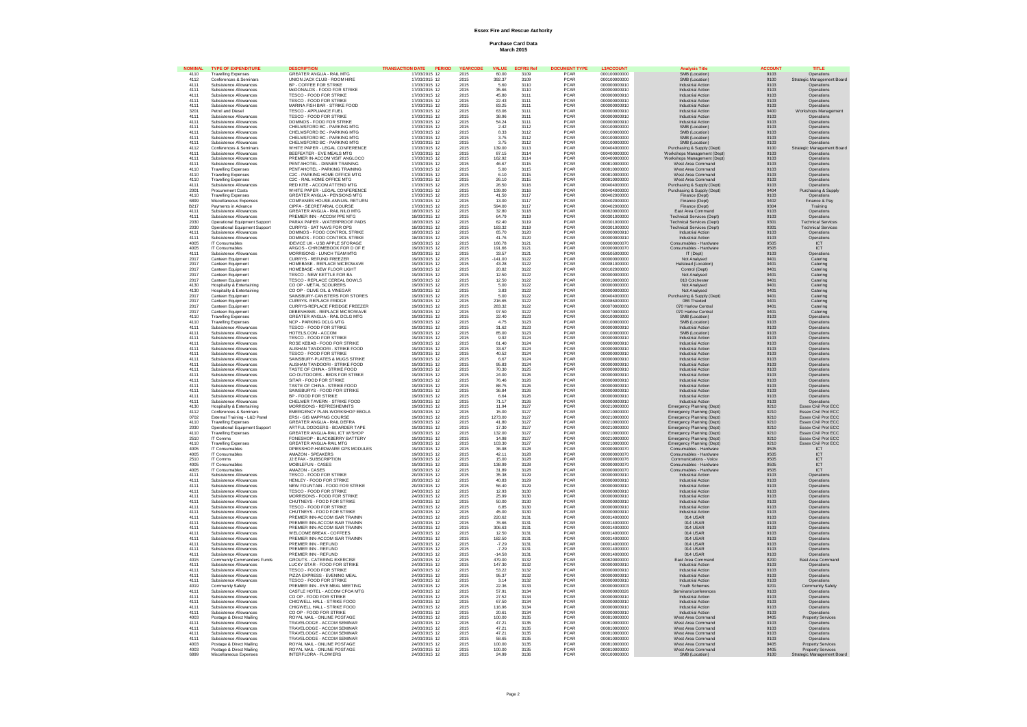# Essex Fire and Rescue Authority

## Purchase Card Data
## March 2015

| NOMINAL | TYPE OF EXPENDITURE | DESCRIPTION | TRANSACTION DATE | PERIOD | YEARCODE | VALUE | ECFRS Ref | DOCUMENT TYPE | L3ACCOUNT | Analysis Title | ACCOUNT | TITLE |
|---|---|---|---|---|---|---|---|---|---|---|---|---|
| 4110 | Travelling Expenses | GREATER ANGLIA - RAIL MTG | 17/03/2015 | 12 | 2015 | 60.00 | 3109 | PCAR | 000100000000 | SMB (Location) | 9103 | Operations |
| 4112 | Conferences & Seminars | UNION JACK CLUB - ROOM HIRE | 17/03/2015 | 12 | 2015 | 392.37 | 3109 | PCAR | 000100000000 | SMB (Location) | 9100 | Strategic Management Board |
| 4111 | Subsistence Allowances | BP - COFFEE FOR STRIKE | 17/03/2015 | 12 | 2015 | 5.60 | 3110 | PCAR | 000000000910 | Industrial Action | 9103 | Operations |
| 4111 | Subsistence Allowances | McDONALDS - FOOD FOR STRIKE | 17/03/2015 | 12 | 2015 | 35.86 | 3110 | PCAR | 000000000910 | Industrial Action | 9103 | Operations |
| 4111 | Subsistence Allowances | TESCO - FOOD FOR STRIKE | 17/03/2015 | 12 | 2015 | 45.80 | 3111 | PCAR | 000000000910 | Industrial Action | 9103 | Operations |
| 4111 | Subsistence Allowances | TESCO - FOOD FOR STRIKE | 17/03/2015 | 12 | 2015 | 22.43 | 3111 | PCAR | 000000000910 | Industrial Action | 9103 | Operations |
| 4111 | Subsistence Allowances | MARINA FISH BAR - STRIKE FOOD | 17/03/2015 | 12 | 2015 | 83.25 | 3111 | PCAR | 000000000910 | Industrial Action | 9103 | Operations |
| 3201 | Petrol and Diesel | TESCO - APPLIANCE FUEL | 17/03/2015 | 12 | 2015 | 63.06 | 3111 | PCAR | 000000000910 | Industrial Action | 9400 | Workshops Management |
| 4111 | Subsistence Allowances | TESCO - FOOD FOR STRIKE | 17/03/2015 | 12 | 2015 | 38.96 | 3111 | PCAR | 000000000910 | Industrial Action | 9103 | Operations |
| 4111 | Subsistence Allowances | DOMINOS - FOOD FOR STRIKE | 17/03/2015 | 12 | 2015 | 54.24 | 3111 | PCAR | 000000000910 | Industrial Action | 9103 | Operations |
| 4111 | Subsistence Allowances | CHELMSFORD BC - PARKING MTG | 17/03/2015 | 12 | 2015 | 2.42 | 3112 | PCAR | 000100000000 | SMB (Location) | 9103 | Operations |
| 4111 | Subsistence Allowances | CHELMSFORD BC - PARKING MTG | 17/03/2015 | 12 | 2015 | 8.33 | 3112 | PCAR | 000100000000 | SMB (Location) | 9103 | Operations |
| 4111 | Subsistence Allowances | CHELMSFORD BC - PARKING MTG | 17/03/2015 | 12 | 2015 | 3.75 | 3112 | PCAR | 000100000000 | SMB (Location) | 9103 | Operations |
| 4111 | Subsistence Allowances | CHELMSFORD BC - PARKING MTG | 17/03/2015 | 12 | 2015 | 3.75 | 3112 | PCAR | 000100000000 | SMB (Location) | 9103 | Operations |
| 4112 | Conferences & Seminars | WHITE PAPER - LEGAL CONFERENCE | 17/03/2015 | 12 | 2015 | 139.00 | 3113 | PCAR | 000404000000 | Purchasing & Supply (Dept) | 9100 | Strategic Management Board |
| 4111 | Subsistence Allowances | BEEFEATER - EVE MEALS MTG | 17/03/2015 | 12 | 2015 | 87.15 | 3114 | PCAR | 000400000000 | Workshops Management (Dept) | 9103 | Operations |
| 4111 | Subsistence Allowances | PREMIER IN-ACCOM VISIT ANGLOCO | 17/03/2015 | 12 | 2015 | 162.92 | 3114 | PCAR | 000400000000 | Workshops Management (Dept) | 9103 | Operations |
| 4111 | Subsistence Allowances | PENTAHOTEL - DINNER TRAINING | 17/03/2015 | 12 | 2015 | 46.67 | 3115 | PCAR | 000810000000 | West Area Command | 9103 | Operations |
| 4110 | Travelling Expenses | PENTAHOTEL - PARKING TRAINING | 17/03/2015 | 12 | 2015 | 5.00 | 3115 | PCAR | 000810000000 | West Area Command | 9103 | Operations |
| 4110 | Travelling Expenses | C2C - PARKING HOME OFFICE MTG | 17/03/2015 | 12 | 2015 | 6.10 | 3115 | PCAR | 000810000000 | West Area Command | 9103 | Operations |
| 4110 | Travelling Expenses | C2C - RAIL HOME OFFICE MTG | 17/03/2015 | 12 | 2015 | 26.10 | 3115 | PCAR | 000810000000 | West Area Command | 9103 | Operations |
| 4111 | Subsistence Allowances | RED KITE - ACCOM ATTEND MTG | 17/03/2015 | 12 | 2015 | 26.50 | 3116 | PCAR | 000404000000 | Purchasing & Supply (Dept) | 9103 | Operations |
| 2001 | Procurement Costs | WHITE PAPER - LEGAL CONFERENCE | 17/03/2015 | 12 | 2015 | 139.00 | 3116 | PCAR | 000404000000 | Purchasing & Supply (Dept) | 9404 | Purchasing & Supply |
| 4110 | Travelling Expenses | GREATER ANGLIA - PENSIONS MTG | 17/03/2015 | 12 | 2015 | 41.50 | 3117 | PCAR | 000402000000 | Finance (Dept) | 9103 | Operations |
| 6899 | Miscellaneous Expenses | COMPANIES HOUSE-ANNUAL RETURN | 17/03/2015 | 12 | 2015 | 13.00 | 3117 | PCAR | 000402000000 | Finance (Dept) | 9402 | Finance & Pay |
| B217 | Payments in Advance | CIPFA - SECRETARIAL COURSE | 17/03/2015 | 12 | 2015 | 594.00 | 3117 | PCAR | 000402000000 | Finance (Dept) | 9304 | Training |
| 4111 | Subsistence Allowances | GREATER ANGLIA - RAIL NILO MTG | 18/03/2015 | 12 | 2015 | 32.80 | 3118 | PCAR | 000820000000 | East Area Command | 9103 | Operations |
| 4111 | Subsistence Allowances | PREMIER INN - ACCOM PPE MTG | 18/03/2015 | 12 | 2015 | 64.79 | 3119 | PCAR | 000301000000 | Technical Services (Dept) | 9103 | Operations |
| 2030 | Operational Equipment Support | PARAX PAPER - WATERPROOF PADS | 18/03/2015 | 12 | 2015 | 62.40 | 3119 | PCAR | 000301000000 | Technical Services (Dept) | 9301 | Technical Services |
| 2030 | Operational Equipment Support | CURRYS - SAT NAVS FOR OPS | 18/03/2015 | 12 | 2015 | 183.32 | 3119 | PCAR | 000301000000 | Technical Services (Dept) | 9301 | Technical Services |
| 4111 | Subsistence Allowances | DOMINOS - FOOD CONTROL STRIKE | 18/03/2015 | 12 | 2015 | 65.70 | 3120 | PCAR | 000000000910 | Industrial Action | 9103 | Operations |
| 4111 | Subsistence Allowances | DOMINOS - FOOD CONTROL STRIKE | 18/03/2015 | 12 | 2015 | 41.76 | 3120 | PCAR | 000000000910 | Industrial Action | 9103 | Operations |
| 4005 | IT Consumables | IDEVICE UK - USB APPLE STORAGE | 19/03/2015 | 12 | 2015 | 166.78 | 3121 | PCAR | 000000000070 | Consumables - Hardware | 9505 | ICT |
| 4005 | IT Consumables | ARGOS - CHROMEBOOK FOR D OF E | 19/03/2015 | 12 | 2015 | 191.66 | 3121 | PCAR | 000000000070 | Consumables - Hardware | 9505 | ICT |
| 4111 | Subsistence Allowances | MORRISONS - LUNCH TEAM MTG | 19/03/2015 | 12 | 2015 | 33.57 | 3121 | PCAR | 000505000000 | IT (Dept) | 9103 | Operations |
| 2017 | Canteen Equipment | CURRYS - REFUND FREEZER | 19/03/2015 | 12 | 2015 | -141.00 | 3122 | PCAR | 000000000000 | Not Analysed | 9401 | Catering |
| 2017 | Canteen Equipment | HOMEBASE - REPLACE MICROWAVE | 19/03/2015 | 12 | 2015 | 43.28 | 3122 | PCAR | 000081000000 | Halstead (Location) | 9401 | Catering |
| 2017 | Canteen Equipment | HOMEBASE - NEW FLOOR LIGHT | 19/03/2015 | 12 | 2015 | 20.82 | 3122 | PCAR | 000102000000 | Control (Dept) | 9401 | Catering |
| 2017 | Canteen Equipment | TESCO - NEW KETTLE FOR BA | 19/03/2015 | 12 | 2015 | 12.50 | 3122 | PCAR | 000000000000 | Not Analysed | 9401 | Catering |
| 2017 | Canteen Equipment | TESCO - REPLACE CEREAL BOWLS | 19/03/2015 | 12 | 2015 | 12.50 | 3122 | PCAR | 000010000000 | 010 Colchester | 9401 | Catering |
| 4130 | Hospitality & Entertaining | CO OP - METAL SCOURERS | 19/03/2015 | 12 | 2015 | 5.00 | 3122 | PCAR | 000000000000 | Not Analysed | 9401 | Catering |
| 4130 | Hospitality & Entertaining | CO OP - OLIVE OIL & VINEGAR | 19/03/2015 | 12 | 2015 | 3.83 | 3122 | PCAR | 000000000000 | Not Analysed | 9401 | Catering |
| 2017 | Canteen Equipment | SAINSBURY-CANISTERS FOR STORES | 19/03/2015 | 12 | 2015 | 5.00 | 3122 | PCAR | 000404000000 | Purchasing & Supply (Dept) | 9401 | Catering |
| 2017 | Canteen Equipment | CURRYS- REPLACE FRIDGE | 19/03/2015 | 12 | 2015 | 216.65 | 3122 | PCAR | 000086000000 | 086 Thaxted | 9401 | Catering |
| 2017 | Canteen Equipment | CURRYS-REPLACE FREIDGE FREEZER | 19/03/2015 | 12 | 2015 | 283.32 | 3122 | PCAR | 000070000000 | 070 Harlow Central | 9401 | Catering |
| 2017 | Canteen Equipment | DEBENHAMS - REPLACE MICROWAVE | 19/03/2015 | 12 | 2015 | 97.50 | 3122 | PCAR | 000070000000 | 070 Harlow Central | 9401 | Catering |
| 4110 | Travelling Expenses | GREATER ANGLIA - RAIL DCLG MTG | 19/03/2015 | 12 | 2015 | 22.40 | 3123 | PCAR | 000100000000 | SMB (Location) | 9103 | Operations |
| 4110 | Travelling Expenses | NCP - PARKING DCLG MTG | 19/03/2015 | 12 | 2015 | 4.75 | 3123 | PCAR | 000100000000 | SMB (Location) | 9103 | Operations |
| 4111 | Subsistence Allowances | TESCO - FOOD FOR STRIKE | 19/03/2015 | 12 | 2015 | 31.62 | 3123 | PCAR | 000000000910 | Industrial Action | 9103 | Operations |
| 4111 | Subsistence Allowances | HOTELS.COM - ACCOM | 19/03/2015 | 12 | 2015 | 85.00 | 3123 | PCAR | 000100000000 | SMB (Location) | 9103 | Operations |
| 4111 | Subsistence Allowances | TESCO - FOOD FOR STRIKE | 19/03/2015 | 12 | 2015 | 9.92 | 3124 | PCAR | 000000000910 | Industrial Action | 9103 | Operations |
| 4111 | Subsistence Allowances | ROSE KEBAB - FOOD FOR STRIKE | 19/03/2015 | 12 | 2015 | 61.40 | 3124 | PCAR | 000000000910 | Industrial Action | 9103 | Operations |
| 4111 | Subsistence Allowances | ALISHAN TANDOORI - STRIKE FOOD | 19/03/2015 | 12 | 2015 | 33.67 | 3124 | PCAR | 000000000910 | Industrial Action | 9103 | Operations |
| 4111 | Subsistence Allowances | TESCO - FOOD FOR STRIKE | 19/03/2015 | 12 | 2015 | 40.52 | 3124 | PCAR | 000000000910 | Industrial Action | 9103 | Operations |
| 4111 | Subsistence Allowances | SAINSBURY-PLATES & MUGS STRIKE | 19/03/2015 | 12 | 2015 | 6.67 | 3124 | PCAR | 000000000910 | Industrial Action | 9103 | Operations |
| 4111 | Subsistence Allowances | ALISHAN TANDOORI - STRIKE FOOD | 19/03/2015 | 12 | 2015 | 95.83 | 3124 | PCAR | 000000000910 | Industrial Action | 9103 | Operations |
| 4111 | Subsistence Allowances | TASTE OF CHINA - STRIKE FOOD | 19/03/2015 | 12 | 2015 | 70.30 | 3125 | PCAR | 000000000910 | Industrial Action | 9103 | Operations |
| 4111 | Subsistence Allowances | GO OUTDOORS - BEDS FOR STRIKE | 19/03/2015 | 12 | 2015 | 24.00 | 3126 | PCAR | 000000000910 | Industrial Action | 9103 | Operations |
| 4111 | Subsistence Allowances | SITAR - FOOD FOR STRIKE | 19/03/2015 | 12 | 2015 | 76.46 | 3126 | PCAR | 000000000910 | Industrial Action | 9103 | Operations |
| 4111 | Subsistence Allowances | TASTE OF CHINA - STRIKE FOOD | 19/03/2015 | 12 | 2015 | 88.75 | 3126 | PCAR | 000000000910 | Industrial Action | 9103 | Operations |
| 4111 | Subsistence Allowances | SAINSBURYS - FOOD FOR STRIKE | 19/03/2015 | 12 | 2015 | 36.84 | 3126 | PCAR | 000000000910 | Industrial Action | 9103 | Operations |
| 4111 | Subsistence Allowances | BP - FOOD FOR STRIKE | 19/03/2015 | 12 | 2015 | 6.64 | 3126 | PCAR | 000000000910 | Industrial Action | 9103 | Operations |
| 4111 | Subsistence Allowances | CHELMER TAVERN - STRIKE FOOD | 19/03/2015 | 12 | 2015 | 71.17 | 3126 | PCAR | 000000000910 | Industrial Action | 9103 | Operations |
| 4130 | Hospitality & Entertaining | MORRISONS - REFRESHEMNTS | 19/03/2015 | 12 | 2015 | 11.94 | 3127 | PCAR | 000210000000 | Emergency Planning (Dept) | 9210 | Essex Civil Prot ECC |
| 4112 | Conferences & Seminars | EMERGENCY PLAN-WORKSHOP EBOLA | 19/03/2015 | 12 | 2015 | 15.00 | 3127 | PCAR | 000210000000 | Emergency Planning (Dept) | 9210 | Essex Civil Prot ECC |
| 0702 | External Training - L&D Panel | ERSI - GIS MAPPING COURSE | 19/03/2015 | 12 | 2015 | 1273.00 | 3127 | PCAR | 000210000000 | Emergency Planning (Dept) | 9210 | Essex Civil Prot ECC |
| 4110 | Travelling Expenses | GREATER ANGLIA - RAIL DEFRA | 19/03/2015 | 12 | 2015 | 41.80 | 3127 | PCAR | 000210000000 | Emergency Planning (Dept) | 9210 | Essex Civil Prot ECC |
| 2030 | Operational Equipment Support | ARTFUL DODGERS - BOARDER TAPE | 19/03/2015 | 12 | 2015 | 17.30 | 3127 | PCAR | 000210000000 | Emergency Planning (Dept) | 9210 | Essex Civil Prot ECC |
| 4110 | Travelling Expenses | GREATER ANGLIA-RAIL ICT W/SHOP | 19/03/2015 | 12 | 2015 | 132.00 | 3127 | PCAR | 000210000000 | Emergency Planning (Dept) | 9210 | Essex Civil Prot ECC |
| 2510 | IT Comms | FONESHOP - BLACKBERRY BATTERY | 19/03/2015 | 12 | 2015 | 14.98 | 3127 | PCAR | 000210000000 | Emergency Planning (Dept) | 9210 | Essex Civil Prot ECC |
| 4110 | Travelling Expenses | GREATER ANGLIA-RAIL MTG | 19/03/2015 | 12 | 2015 | 103.30 | 3127 | PCAR | 000210000000 | Emergency Planning (Dept) | 9210 | Essex Civil Prot ECC |
| 4005 | IT Consumables | DPIESSHOP-HARDWARE GPS MODULES | 19/03/2015 | 12 | 2015 | 36.98 | 3128 | PCAR | 000000000070 | Consumables - Hardware | 9505 | ICT |
| 4005 | IT Consumables | AMAZON - SPEAKERS | 19/03/2015 | 12 | 2015 | 42.11 | 3128 | PCAR | 000000000070 | Consumables - Hardware | 9505 | ICT |
| 2510 | IT Comms | J2 EFAX - SUBSCRIPTION | 19/03/2015 | 12 | 2015 | 15.00 | 3128 | PCAR | 000000000076 | Communications - Voice | 9505 | ICT |
| 4005 | IT Consumables | MOBILEFUN - CASES | 19/03/2015 | 12 | 2015 | 138.99 | 3128 | PCAR | 000000000070 | Consumables - Hardware | 9505 | ICT |
| 4005 | IT Consumables | AMAZON - CASES | 19/03/2015 | 12 | 2015 | 31.89 | 3128 | PCAR | 000000000070 | Consumables - Hardware | 9505 | ICT |
| 4111 | Subsistence Allowances | TESCO - FOOD FOR STRIKE | 20/03/2015 | 12 | 2015 | 35.38 | 3129 | PCAR | 000000000910 | Industrial Action | 9103 | Operations |
| 4111 | Subsistence Allowances | HENLEY - FOOD FOR STRIKE | 20/03/2015 | 12 | 2015 | 40.83 | 3129 | PCAR | 000000000910 | Industrial Action | 9103 | Operations |
| 4111 | Subsistence Allowances | NEW FOUNTAIN - FOOD FOR STRIKE | 20/03/2015 | 12 | 2015 | 56.40 | 3129 | PCAR | 000000000910 | Industrial Action | 9103 | Operations |
| 4111 | Subsistence Allowances | TESCO - FOOD FOR STRIKE | 24/03/2015 | 12 | 2015 | 12.93 | 3130 | PCAR | 000000000910 | Industrial Action | 9103 | Operations |
| 4111 | Subsistence Allowances | MORRISONS - FOOD FOR STRIKE | 24/03/2015 | 12 | 2015 | 25.99 | 3130 | PCAR | 000000000910 | Industrial Action | 9103 | Operations |
| 4111 | Subsistence Allowances | CHUTNEYS - FOOD FOR STRIKE | 24/03/2015 | 12 | 2015 | 50.00 | 3130 | PCAR | 000000000910 | Industrial Action | 9103 | Operations |
| 4111 | Subsistence Allowances | TESCO - FOOD FOR STRIKE | 24/03/2015 | 12 | 2015 | 6.85 | 3130 | PCAR | 000000000910 | Industrial Action | 9103 | Operations |
| 4111 | Subsistence Allowances | CHUTNEYS - FOOD FOR STRIKE | 24/03/2015 | 12 | 2015 | 45.00 | 3130 | PCAR | 000000000910 | Industrial Action | 9103 | Operations |
| 4111 | Subsistence Allowances | PREMIER INN-ACCOM ISAR TRAININ | 24/03/2015 | 12 | 2015 | 220.62 | 3131 | PCAR | 000014000000 | 014 USAR | 9103 | Operations |
| 4111 | Subsistence Allowances | PREMIER INN-ACCOM ISAR TRAININ | 24/03/2015 | 12 | 2015 | 76.66 | 3131 | PCAR | 000014000000 | 014 USAR | 9103 | Operations |
| 4111 | Subsistence Allowances | PREMIER INN-ACCOM ISAR TRAININ | 24/03/2015 | 12 | 2015 | 306.63 | 3131 | PCAR | 000014000000 | 014 USAR | 9103 | Operations |
| 4111 | Subsistence Allowances | WELCOME BREAK - COFFEES | 24/03/2015 | 12 | 2015 | 12.50 | 3131 | PCAR | 000014000000 | 014 USAR | 9103 | Operations |
| 4111 | Subsistence Allowances | PREMIER INN-ACCOM ISAR TRAININ | 24/03/2015 | 12 | 2015 | 182.50 | 3131 | PCAR | 000014000000 | 014 USAR | 9103 | Operations |
| 4111 | Subsistence Allowances | PREMIER INN - REFUND | 24/03/2015 | 12 | 2015 | -7.29 | 3131 | PCAR | 000014000000 | 014 USAR | 9103 | Operations |
| 4111 | Subsistence Allowances | PREMIER INN - REFUND | 24/03/2015 | 12 | 2015 | -7.29 | 3131 | PCAR | 000014000000 | 014 USAR | 9103 | Operations |
| 4111 | Subsistence Allowances | PREMIER INN - REFUND | 24/03/2015 | 12 | 2015 | -14.58 | 3131 | PCAR | 000014000000 | 014 USAR | 9103 | Operations |
| 4015 | Community Commanders Funds | GROUTS - CATERING EXERCISE | 24/03/2015 | 12 | 2015 | 479.00 | 3132 | PCAR | 000820000000 | East Area Command | 8200 | East Area Command |
| 4111 | Subsistence Allowances | LUCKY STAR - FOOD FOR STRIKE | 24/03/2015 | 12 | 2015 | 147.30 | 3132 | PCAR | 000000000910 | Industrial Action | 9103 | Operations |
| 4111 | Subsistence Allowances | TESCO - FOOD FOR STRIKE | 24/03/2015 | 12 | 2015 | 53.22 | 3132 | PCAR | 000000000910 | Industrial Action | 9103 | Operations |
| 4111 | Subsistence Allowances | PIZZA EXPRESS - EVENING MEAL | 24/03/2015 | 12 | 2015 | 95.37 | 3132 | PCAR | 000000000910 | Industrial Action | 9103 | Operations |
| 4111 | Subsistence Allowances | TESCO - FOOD FOR STRIKE | 24/03/2015 | 12 | 2015 | 3.14 | 3132 | PCAR | 000000000910 | Industrial Action | 9103 | Operations |
| 4019 | Community Safety | PREMIER INN - EVE MEAL MEETING | 24/03/2015 | 12 | 2015 | 22.36 | 3133 | PCAR | 000000000003 | Youth Schemes | 9201 | Community Safety |
| 4111 | Subsistence Allowances | CASTLE HOTEL - ACCOM CFOA MTG | 24/03/2015 | 12 | 2015 | 57.91 | 3134 | PCAR | 000000000026 | Seminars/conferences | 9103 | Operations |
| 4111 | Subsistence Allowances | CO OP - FOOD FOR STRIKE | 24/03/2015 | 12 | 2015 | 27.52 | 3134 | PCAR | 000000000910 | Industrial Action | 9103 | Operations |
| 4111 | Subsistence Allowances | CHIGWELL HALL - STRIKE FOOD | 24/03/2015 | 12 | 2015 | 67.50 | 3134 | PCAR | 000000000910 | Industrial Action | 9103 | Operations |
| 4111 | Subsistence Allowances | CHIGWELL HALL - STRIKE FOOD | 24/03/2015 | 12 | 2015 | 116.96 | 3134 | PCAR | 000000000910 | Industrial Action | 9103 | Operations |
| 4111 | Subsistence Allowances | CO OP - FOOD FOR STRIKE | 24/03/2015 | 12 | 2015 | 20.61 | 3134 | PCAR | 000000000910 | Industrial Action | 9103 | Operations |
| 4003 | Postage & Direct Mailing | ROYAL MAIL - ONLINE POSTAGE | 24/03/2015 | 12 | 2015 | 100.00 | 3135 | PCAR | 000810000000 | West Area Command | 9405 | Property Services |
| 4111 | Subsistence Allowances | TRAVELODGE - ACCOM SEMINAR | 24/03/2015 | 12 | 2015 | 47.21 | 3135 | PCAR | 000810000000 | West Area Command | 9103 | Operations |
| 4111 | Subsistence Allowances | TRAVELODGE - ACCOM SEMINAR | 24/03/2015 | 12 | 2015 | 47.21 | 3135 | PCAR | 000810000000 | West Area Command | 9103 | Operations |
| 4111 | Subsistence Allowances | TRAVELODGE - ACCOM SEMINAR | 24/03/2015 | 12 | 2015 | 47.21 | 3135 | PCAR | 000810000000 | West Area Command | 9103 | Operations |
| 4111 | Subsistence Allowances | TRAVELODGE - ACCOM SEMINAR | 24/03/2015 | 12 | 2015 | 58.65 | 3135 | PCAR | 000810000000 | West Area Command | 9103 | Operations |
| 4003 | Postage & Direct Mailing | ROYAL MAIL - ONLINE POSTAGE | 24/03/2015 | 12 | 2015 | 100.00 | 3135 | PCAR | 000810000000 | West Area Command | 9405 | Property Services |
| 4003 | Postage & Direct Mailing | ROYAL MAIL - ONLINE POSTAGE | 24/03/2015 | 12 | 2015 | 100.00 | 3135 | PCAR | 000810000000 | West Area Command | 9405 | Property Services |
| 6899 | Miscellaneous Expenses | INTERFLORA - FLOWERS | 24/03/2015 | 12 | 2015 | 24.99 | 3136 | PCAR | 000100000000 | SMB (Location) | 9100 | Strategic Management Board |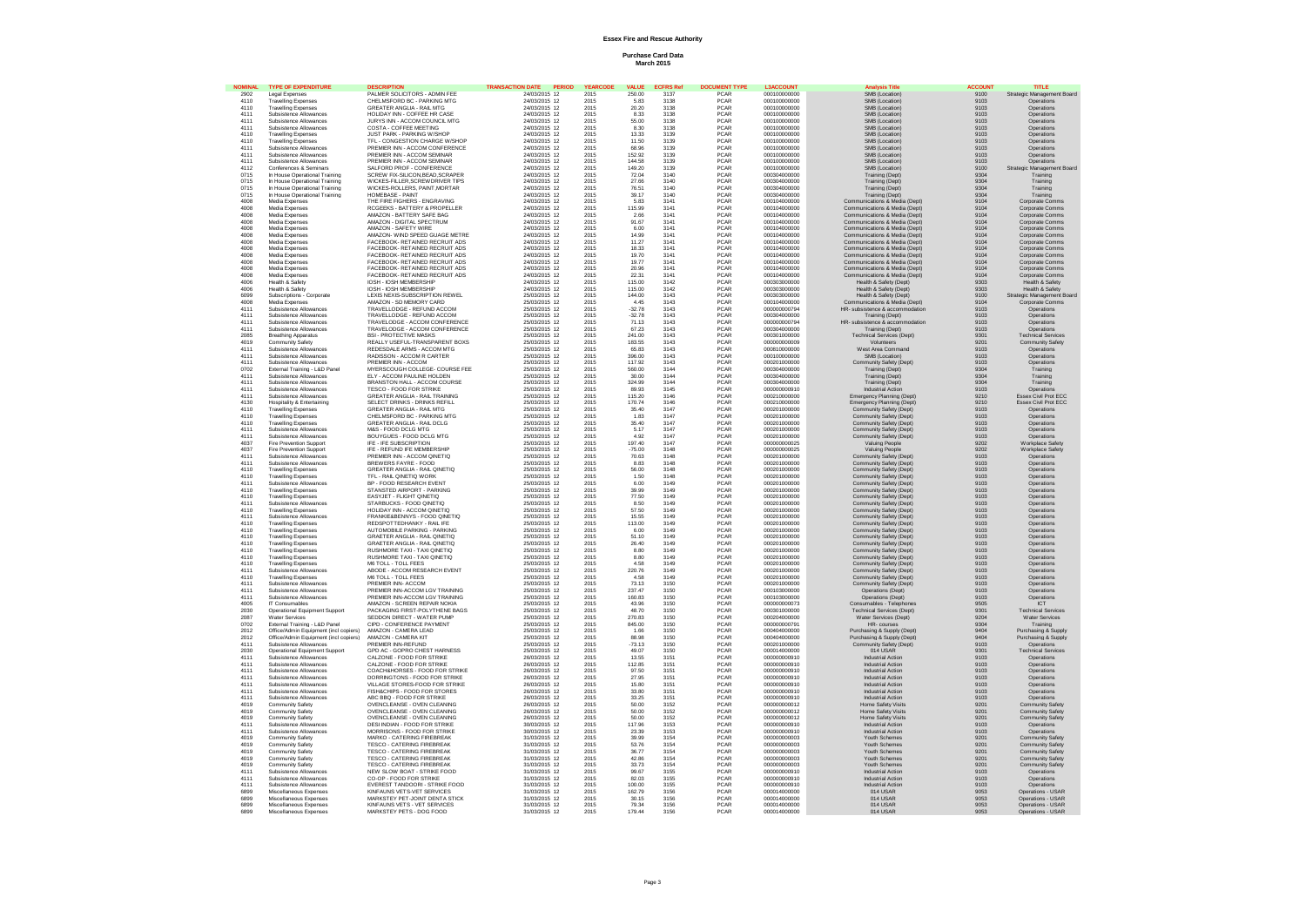# Essex Fire and Rescue Authority

## Purchase Card Data
## March 2015

| NOMINAL | TYPE OF EXPENDITURE | DESCRIPTION | TRANSACTION DATE | PERIOD | YEARCODE | VALUE | ECFRS Ref | DOCUMENT TYPE | L3ACCOUNT | Analysis Title | ACCOUNT | TITLE |
|---|---|---|---|---|---|---|---|---|---|---|---|---|
| 2902 | Legal Expenses | PALMER SOLICITORS - ADMIN FEE | 24/03/2015 | 12 | 2015 | 250.00 | 3137 | PCAR | 000100000000 | SMB (Location) | 9100 | Strategic Management Board |
| 4110 | Travelling Expenses | CHELMSFORD BC - PARKING MTG | 24/03/2015 | 12 | 2015 | 5.83 | 3138 | PCAR | 000100000000 | SMB (Location) | 9103 | Operations |
| 4110 | Travelling Expenses | GREATER ANGLIA - RAIL MTG | 24/03/2015 | 12 | 2015 | 20.20 | 3138 | PCAR | 000100000000 | SMB (Location) | 9103 | Operations |
| 4111 | Subsistence Allowances | HOLIDAY INN - COFFEE HR CASE | 24/03/2015 | 12 | 2015 | 8.33 | 3138 | PCAR | 000100000000 | SMB (Location) | 9103 | Operations |
| 4111 | Subsistence Allowances | JURYS INN - ACCOM COUNCIL MTG | 24/03/2015 | 12 | 2015 | 55.00 | 3138 | PCAR | 000100000000 | SMB (Location) | 9103 | Operations |
| 4111 | Subsistence Allowances | COSTA - COFFEE MEETING | 24/03/2015 | 12 | 2015 | 8.30 | 3138 | PCAR | 000100000000 | SMB (Location) | 9103 | Operations |
| 4110 | Travelling Expenses | JUST PARK - PARKING W/SHOP | 24/03/2015 | 12 | 2015 | 13.33 | 3139 | PCAR | 000100000000 | SMB (Location) | 9103 | Operations |
| 4110 | Travelling Expenses | TFL - CONGESTION CHARGE W/SHOP | 24/03/2015 | 12 | 2015 | 11.50 | 3139 | PCAR | 000100000000 | SMB (Location) | 9103 | Operations |
| 4111 | Subsistence Allowances | PREMIER INN - ACCOM CONFERENCE | 24/03/2015 | 12 | 2015 | 68.96 | 3139 | PCAR | 000100000000 | SMB (Location) | 9103 | Operations |
| 4111 | Subsistence Allowances | PREMIER INN - ACCOM SEMINAR | 24/03/2015 | 12 | 2015 | 152.92 | 3139 | PCAR | 000100000000 | SMB (Location) | 9103 | Operations |
| 4111 | Subsistence Allowances | PREMIER INN - ACCOM SEMINAR | 24/03/2015 | 12 | 2015 | 144.58 | 3139 | PCAR | 000100000000 | SMB (Location) | 9103 | Operations |
| 4112 | Conferences & Seminars | SALFORD PROF - CONFERENCE | 24/03/2015 | 12 | 2015 | 149.20 | 3139 | PCAR | 000100000000 | SMB (Location) | 9100 | Strategic Management Board |
| 0715 | In House Operational Training | SCREW FIX-SILICON,BEAD,SCRAPER | 24/03/2015 | 12 | 2015 | 72.04 | 3140 | PCAR | 000304000000 | Training (Dept) | 9304 | Training |
| 0715 | In House Operational Training | WICKES-FILLER,SCREWDRIVER TIPS | 24/03/2015 | 12 | 2015 | 27.66 | 3140 | PCAR | 000304000000 | Training (Dept) | 9304 | Training |
| 0715 | In House Operational Training | WICKES-ROLLERS, PAINT,MORTAR | 24/03/2015 | 12 | 2015 | 76.51 | 3140 | PCAR | 000304000000 | Training (Dept) | 9304 | Training |
| 0715 | In House Operational Training | HOMEBASE - PAINT | 24/03/2015 | 12 | 2015 | 39.17 | 3140 | PCAR | 000304000000 | Training (Dept) | 9304 | Training |
| 4008 | Media Expenses | THE FIRE FIGHTERS - ENGRAVING | 24/03/2015 | 12 | 2015 | 5.83 | 3141 | PCAR | 000104000000 | Communications & Media (Dept) | 9104 | Corporate Comms |
| 4008 | Media Expenses | RCGEEKS - BATTERY & PROPELLER | 24/03/2015 | 12 | 2015 | 115.99 | 3141 | PCAR | 000104000000 | Communications & Media (Dept) | 9104 | Corporate Comms |
| 4008 | Media Expenses | AMAZON - BATTERY SAFE BAG | 24/03/2015 | 12 | 2015 | 2.66 | 3141 | PCAR | 000104000000 | Communications & Media (Dept) | 9104 | Corporate Comms |
| 4008 | Media Expenses | AMAZON - DIGITAL SPECTRUM | 24/03/2015 | 12 | 2015 | 91.67 | 3141 | PCAR | 000104000000 | Communications & Media (Dept) | 9104 | Corporate Comms |
| 4008 | Media Expenses | AMAZON - SAFETY WIRE | 24/03/2015 | 12 | 2015 | 6.00 | 3141 | PCAR | 000104000000 | Communications & Media (Dept) | 9104 | Corporate Comms |
| 4008 | Media Expenses | AMAZON- WIND SPEED GUAGE METRE | 24/03/2015 | 12 | 2015 | 14.99 | 3141 | PCAR | 000104000000 | Communications & Media (Dept) | 9104 | Corporate Comms |
| 4008 | Media Expenses | FACEBOOK- RETAINED RECRUIT ADS | 24/03/2015 | 12 | 2015 | 11.27 | 3141 | PCAR | 000104000000 | Communications & Media (Dept) | 9104 | Corporate Comms |
| 4008 | Media Expenses | FACEBOOK- RETAINED RECRUIT ADS | 24/03/2015 | 12 | 2015 | 18.33 | 3141 | PCAR | 000104000000 | Communications & Media (Dept) | 9104 | Corporate Comms |
| 4008 | Media Expenses | FACEBOOK- RETAINED RECRUIT ADS | 24/03/2015 | 12 | 2015 | 19.70 | 3141 | PCAR | 000104000000 | Communications & Media (Dept) | 9104 | Corporate Comms |
| 4008 | Media Expenses | FACEBOOK- RETAINED RECRUIT ADS | 24/03/2015 | 12 | 2015 | 19.77 | 3141 | PCAR | 000104000000 | Communications & Media (Dept) | 9104 | Corporate Comms |
| 4008 | Media Expenses | FACEBOOK- RETAINED RECRUIT ADS | 24/03/2015 | 12 | 2015 | 20.96 | 3141 | PCAR | 000104000000 | Communications & Media (Dept) | 9104 | Corporate Comms |
| 4008 | Media Expenses | FACEBOOK- RETAINED RECRUIT ADS | 24/03/2015 | 12 | 2015 | 22.31 | 3141 | PCAR | 000104000000 | Communications & Media (Dept) | 9104 | Corporate Comms |
| 4006 | Health & Safety | IOSH - IOSH MEMBERSHIP | 24/03/2015 | 12 | 2015 | 115.00 | 3142 | PCAR | 000303000000 | Health & Safety (Dept) | 9303 | Health & Safety |
| 4006 | Health & Safety | IOSH - IOSH MEMBERSHIP | 24/03/2015 | 12 | 2015 | 115.00 | 3142 | PCAR | 000303000000 | Health & Safety (Dept) | 9303 | Health & Safety |
| 6099 | Subscriptions - Corporate | LEXIS NEXIS-SUBSCRIPTION REWEL | 25/03/2015 | 12 | 2015 | 144.00 | 3143 | PCAR | 000303000000 | Health & Safety (Dept) | 9100 | Strategic Management Board |
| 4008 | Media Expenses | AMAZON - SD MEMORY CARD | 25/03/2015 | 12 | 2015 | 4.45 | 3143 | PCAR | 000104000000 | Communications & Media (Dept) | 9104 | Corporate Comms |
| 4111 | Subsistence Allowances | TRAVELLODGE - REFUND ACCOM | 25/03/2015 | 12 | 2015 | -32.78 | 3143 | PCAR | 000000000794 | HR- subsistence & accommodation | 9103 | Operations |
| 4111 | Subsistence Allowances | TRAVELLODGE - REFUND ACCOM | 25/03/2015 | 12 | 2015 | -32.78 | 3143 | PCAR | 000304000000 | Training (Dept) | 9103 | Operations |
| 4111 | Subsistence Allowances | TRAVELODGE - ACCOM CONFERENCE | 25/03/2015 | 12 | 2015 | 71.13 | 3143 | PCAR | 000000000794 | HR- subsistence & accommodation | 9103 | Operations |
| 4111 | Subsistence Allowances | TRAVELODGE - ACCOM CONFERENCE | 25/03/2015 | 12 | 2015 | 67.23 | 3143 | PCAR | 000304000000 | Training (Dept) | 9103 | Operations |
| 2085 | Breathing Apparatus | BSI - PROTECTIVE MASKS | 25/03/2015 | 12 | 2015 | 241.00 | 3143 | PCAR | 000301000000 | Technical Services (Dept) | 9301 | Technical Services |
| 4019 | Community Safety | REALLY USEFUL-TRANSPARENT BOXS | 25/03/2015 | 12 | 2015 | 183.55 | 3143 | PCAR | 000000000009 | Volunteers | 9201 | Community Safety |
| 4111 | Subsistence Allowances | REDESDALE ARMS - ACCOM MTG | 25/03/2015 | 12 | 2015 | 65.83 | 3143 | PCAR | 000810000000 | West Area Command | 9103 | Operations |
| 4111 | Subsistence Allowances | RADISSON - ACCOM R CARTER | 25/03/2015 | 12 | 2015 | 396.00 | 3143 | PCAR | 000100000000 | SMB (Location) | 9103 | Operations |
| 4111 | Subsistence Allowances | PREMIER INN - ACCOM | 25/03/2015 | 12 | 2015 | 117.92 | 3143 | PCAR | 000201000000 | Community Safety (Dept) | 9103 | Operations |
| 0702 | External Training - L&D Panel | MYERSCOUGH COLLEGE- COURSE FEE | 25/03/2015 | 12 | 2015 | 560.00 | 3144 | PCAR | 000304000000 | Training (Dept) | 9304 | Training |
| 4111 | Subsistence Allowances | ELY - ACCOM PAULINE HOLDEN | 25/03/2015 | 12 | 2015 | 30.00 | 3144 | PCAR | 000304000000 | Training (Dept) | 9304 | Training |
| 4111 | Subsistence Allowances | BRANSTON HALL - ACCOM COURSE | 25/03/2015 | 12 | 2015 | 324.99 | 3144 | PCAR | 000304000000 | Training (Dept) | 9304 | Training |
| 4111 | Subsistence Allowances | TESCO - FOOD FOR STRIKE | 25/03/2015 | 12 | 2015 | 89.93 | 3145 | PCAR | 000000000910 | Industrial Action | 9103 | Operations |
| 4111 | Subsistence Allowances | GREATER ANGLIA - RAIL TRAINING | 25/03/2015 | 12 | 2015 | 115.20 | 3146 | PCAR | 000210000000 | Emergency Planning (Dept) | 9210 | Essex Civil Prot ECC |
| 4130 | Hospitality & Entertaining | SELECT DRINKS - DRINKS REFILL | 25/03/2015 | 12 | 2015 | 170.74 | 3146 | PCAR | 000210000000 | Emergency Planning (Dept) | 9210 | Essex Civil Prot ECC |
| 4110 | Travelling Expenses | GREATER ANGLIA - RAIL MTG | 25/03/2015 | 12 | 2015 | 35.40 | 3147 | PCAR | 000201000000 | Community Safety (Dept) | 9103 | Operations |
| 4110 | Travelling Expenses | CHELMSFORD BC - PARKING MTG | 25/03/2015 | 12 | 2015 | 1.83 | 3147 | PCAR | 000201000000 | Community Safety (Dept) | 9103 | Operations |
| 4110 | Travelling Expenses | GREATER ANGLIA - RAIL DCLG | 25/03/2015 | 12 | 2015 | 35.40 | 3147 | PCAR | 000201000000 | Community Safety (Dept) | 9103 | Operations |
| 4111 | Subsistence Allowances | M&S - FOOD DCLG MTG | 25/03/2015 | 12 | 2015 | 5.17 | 3147 | PCAR | 000201000000 | Community Safety (Dept) | 9103 | Operations |
| 4111 | Subsistence Allowances | BOUYGUES - FOOD DCLG MTG | 25/03/2015 | 12 | 2015 | 4.92 | 3147 | PCAR | 000201000000 | Community Safety (Dept) | 9103 | Operations |
| 4037 | Fire Prevention Support | IFE - IFE SUBSCRIPTION | 25/03/2015 | 12 | 2015 | 197.40 | 3147 | PCAR | 000000000025 | Valuing People | 9202 | Workplace Safety |
| 4037 | Fire Prevention Support | IFE - REFUND IFE MEMBERSHIP | 25/03/2015 | 12 | 2015 | -75.00 | 3148 | PCAR | 000000000025 | Valuing People | 9202 | Workplace Safety |
| 4111 | Subsistence Allowances | PREMIER INN - ACCOM QINETIQ | 25/03/2015 | 12 | 2015 | 70.63 | 3148 | PCAR | 000201000000 | Community Safety (Dept) | 9103 | Operations |
| 4111 | Subsistence Allowances | BREWERS FAYRE - FOOD | 25/03/2015 | 12 | 2015 | 8.83 | 3148 | PCAR | 000201000000 | Community Safety (Dept) | 9103 | Operations |
| 4110 | Travelling Expenses | GREATER ANGLIA - RAIL QINETIQ | 25/03/2015 | 12 | 2015 | 56.00 | 3148 | PCAR | 000201000000 | Community Safety (Dept) | 9103 | Operations |
| 4110 | Travelling Expenses | TFL - RAIL QINETIQ WORK | 25/03/2015 | 12 | 2015 | 1.50 | 3148 | PCAR | 000201000000 | Community Safety (Dept) | 9103 | Operations |
| 4111 | Subsistence Allowances | BP - FOOD RESEARCH EVENT | 25/03/2015 | 12 | 2015 | 6.00 | 3149 | PCAR | 000201000000 | Community Safety (Dept) | 9103 | Operations |
| 4110 | Travelling Expenses | STANSTED AIRPORT - PARKING | 25/03/2015 | 12 | 2015 | 39.99 | 3149 | PCAR | 000201000000 | Community Safety (Dept) | 9103 | Operations |
| 4110 | Travelling Expenses | EASYJET - FLIGHT QINETIQ | 25/03/2015 | 12 | 2015 | 77.50 | 3149 | PCAR | 000201000000 | Community Safety (Dept) | 9103 | Operations |
| 4111 | Subsistence Allowances | STARBUCKS - FOOD QINETIQ | 25/03/2015 | 12 | 2015 | 8.50 | 3149 | PCAR | 000201000000 | Community Safety (Dept) | 9103 | Operations |
| 4110 | Travelling Expenses | HOLIDAY INN - ACCOM QINETIQ | 25/03/2015 | 12 | 2015 | 57.50 | 3149 | PCAR | 000201000000 | Community Safety (Dept) | 9103 | Operations |
| 4111 | Subsistence Allowances | FRANKIE&BENNYS - FOOD QINETIQ | 25/03/2015 | 12 | 2015 | 15.55 | 3149 | PCAR | 000201000000 | Community Safety (Dept) | 9103 | Operations |
| 4110 | Travelling Expenses | REDSPOTTEDHANKY - RAIL IFE | 25/03/2015 | 12 | 2015 | 113.00 | 3149 | PCAR | 000201000000 | Community Safety (Dept) | 9103 | Operations |
| 4110 | Travelling Expenses | AUTOMOBILE PARKING - PARKING | 25/03/2015 | 12 | 2015 | 6.00 | 3149 | PCAR | 000201000000 | Community Safety (Dept) | 9103 | Operations |
| 4110 | Travelling Expenses | GRAETER ANGLIA - RAIL QINETIQ | 25/03/2015 | 12 | 2015 | 51.10 | 3149 | PCAR | 000201000000 | Community Safety (Dept) | 9103 | Operations |
| 4110 | Travelling Expenses | GRAETER ANGLIA - RAIL QINETIQ | 25/03/2015 | 12 | 2015 | 26.40 | 3149 | PCAR | 000201000000 | Community Safety (Dept) | 9103 | Operations |
| 4110 | Travelling Expenses | RUSHMORE TAXI - TAXI QINETIQ | 25/03/2015 | 12 | 2015 | 8.80 | 3149 | PCAR | 000201000000 | Community Safety (Dept) | 9103 | Operations |
| 4110 | Travelling Expenses | RUSHMORE TAXI - TAXI QINETIQ | 25/03/2015 | 12 | 2015 | 8.80 | 3149 | PCAR | 000201000000 | Community Safety (Dept) | 9103 | Operations |
| 4110 | Travelling Expenses | M6 TOLL - TOLL FEES | 25/03/2015 | 12 | 2015 | 4.58 | 3149 | PCAR | 000201000000 | Community Safety (Dept) | 9103 | Operations |
| 4111 | Subsistence Allowances | ABODE - ACCOM RESEARCH EVENT | 25/03/2015 | 12 | 2015 | 220.76 | 3149 | PCAR | 000201000000 | Community Safety (Dept) | 9103 | Operations |
| 4110 | Travelling Expenses | M6 TOLL - TOLL FEES | 25/03/2015 | 12 | 2015 | 4.58 | 3149 | PCAR | 000201000000 | Community Safety (Dept) | 9103 | Operations |
| 4111 | Subsistence Allowances | PREMIER INN- ACCOM | 25/03/2015 | 12 | 2015 | 73.13 | 3150 | PCAR | 000201000000 | Community Safety (Dept) | 9103 | Operations |
| 4111 | Subsistence Allowances | PREMIER INN-ACCOM LGV TRAINING | 25/03/2015 | 12 | 2015 | 237.47 | 3150 | PCAR | 000103000000 | Operations (Dept) | 9103 | Operations |
| 4111 | Subsistence Allowances | PREMIER INN-ACCOM LGV TRAINING | 25/03/2015 | 12 | 2015 | 160.83 | 3150 | PCAR | 000103000000 | Operations (Dept) | 9103 | Operations |
| 4005 | IT Consumables | AMAZON - SCREEN REPAIR NOKIA | 25/03/2015 | 12 | 2015 | 43.96 | 3150 | PCAR | 000000000073 | Consumables - Telephones | 9505 | ICT |
| 2030 | Operational Equipment Support | PACKAGING FIRST-POLYTHENE BAGS | 25/03/2015 | 12 | 2015 | 48.70 | 3150 | PCAR | 000301000000 | Technical Services (Dept) | 9301 | Technical Services |
| 2087 | Water Services | SEDDON DIRECT - WATER PUMP | 25/03/2015 | 12 | 2015 | 270.83 | 3150 | PCAR | 000204000000 | Water Services (Dept) | 9204 | Water Services |
| 0702 | External Training - L&D Panel | CIPD - CONFERENCE PAYMENT | 25/03/2015 | 12 | 2015 | 845.00 | 3150 | PCAR | 000000000791 | HR- courses | 9304 | Training |
| 2012 | Office/Admin Equipment (incl copiers) | AMAZON - CAMERA LEAD | 25/03/2015 | 12 | 2015 | 1.66 | 3150 | PCAR | 000404000000 | Purchasing & Supply (Dept) | 9404 | Purchasing & Supply |
| 2012 | Office/Admin Equipment (incl copiers) | AMAZON - CAMERA KIT | 25/03/2015 | 12 | 2015 | 88.98 | 3150 | PCAR | 000404000000 | Purchasing & Supply (Dept) | 9404 | Purchasing & Supply |
| 4111 | Subsistence Allowances | PREMIER INN-REFUND | 25/03/2015 | 12 | 2015 | -73.13 | 3150 | PCAR | 000201000000 | Community Safety (Dept) | 9103 | Operations |
| 2030 | Operational Equipment Support | GPD AC - GOPRO CHEST HARNESS | 25/03/2015 | 12 | 2015 | 49.07 | 3150 | PCAR | 000014000000 | 014 USAR | 9301 | Technical Services |
| 4111 | Subsistence Allowances | CALZONE - FOOD FOR STRIKE | 26/03/2015 | 12 | 2015 | 13.55 | 3151 | PCAR | 000000000910 | Industrial Action | 9103 | Operations |
| 4111 | Subsistence Allowances | CALZONE - FOOD FOR STRIKE | 26/03/2015 | 12 | 2015 | 112.85 | 3151 | PCAR | 000000000910 | Industrial Action | 9103 | Operations |
| 4111 | Subsistence Allowances | COACH&HORSES - FOOD FOR STRIKE | 26/03/2015 | 12 | 2015 | 97.50 | 3151 | PCAR | 000000000910 | Industrial Action | 9103 | Operations |
| 4111 | Subsistence Allowances | DORRINGTONS - FOOD FOR STRIKE | 26/03/2015 | 12 | 2015 | 27.95 | 3151 | PCAR | 000000000910 | Industrial Action | 9103 | Operations |
| 4111 | Subsistence Allowances | VILLAGE STORES-FOOD FOR STRIKE | 26/03/2015 | 12 | 2015 | 15.80 | 3151 | PCAR | 000000000910 | Industrial Action | 9103 | Operations |
| 4111 | Subsistence Allowances | FISH&CHIPS - FOOD FOR STORES | 26/03/2015 | 12 | 2015 | 33.80 | 3151 | PCAR | 000000000910 | Industrial Action | 9103 | Operations |
| 4111 | Subsistence Allowances | ABC BBQ - FOOD FOR STRIKE | 26/03/2015 | 12 | 2015 | 33.25 | 3151 | PCAR | 000000000910 | Industrial Action | 9103 | Operations |
| 4019 | Community Safety | OVENCLEANSE - OVEN CLEANING | 26/03/2015 | 12 | 2015 | 50.00 | 3152 | PCAR | 000000000012 | Home Safety Visits | 9201 | Community Safety |
| 4019 | Community Safety | OVENCLEANSE - OVEN CLEANING | 26/03/2015 | 12 | 2015 | 50.00 | 3152 | PCAR | 000000000012 | Home Safety Visits | 9201 | Community Safety |
| 4019 | Community Safety | OVENCLEANSE - OVEN CLEANING | 26/03/2015 | 12 | 2015 | 50.00 | 3152 | PCAR | 000000000012 | Home Safety Visits | 9201 | Community Safety |
| 4111 | Subsistence Allowances | DESI INDIAN - FOOD FOR STRIKE | 30/03/2015 | 12 | 2015 | 117.96 | 3153 | PCAR | 000000000910 | Industrial Action | 9103 | Operations |
| 4111 | Subsistence Allowances | MORRISONS - FOOD FOR STRIKE | 30/03/2015 | 12 | 2015 | 23.39 | 3153 | PCAR | 000000000910 | Industrial Action | 9103 | Operations |
| 4019 | Community Safety | MARKO - CATERING FIREBREAK | 31/03/2015 | 12 | 2015 | 39.99 | 3154 | PCAR | 000000000003 | Youth Schemes | 9201 | Community Safety |
| 4019 | Community Safety | TESCO - CATERING FIREBREAK | 31/03/2015 | 12 | 2015 | 53.76 | 3154 | PCAR | 000000000003 | Youth Schemes | 9201 | Community Safety |
| 4019 | Community Safety | TESCO - CATERING FIREBREAK | 31/03/2015 | 12 | 2015 | 36.77 | 3154 | PCAR | 000000000003 | Youth Schemes | 9201 | Community Safety |
| 4019 | Community Safety | TESCO - CATERING FIREBREAK | 31/03/2015 | 12 | 2015 | 42.86 | 3154 | PCAR | 000000000003 | Youth Schemes | 9201 | Community Safety |
| 4019 | Community Safety | TESCO - CATERING FIREBREAK | 31/03/2015 | 12 | 2015 | 33.73 | 3154 | PCAR | 000000000003 | Youth Schemes | 9201 | Community Safety |
| 4111 | Subsistence Allowances | NEW SLOW BOAT - STRIKE FOOD | 31/03/2015 | 12 | 2015 | 99.67 | 3155 | PCAR | 000000000910 | Industrial Action | 9103 | Operations |
| 4111 | Subsistence Allowances | CO-OP - FOOD FOR STRIKE | 31/03/2015 | 12 | 2015 | 82.03 | 3155 | PCAR | 000000000910 | Industrial Action | 9103 | Operations |
| 4111 | Subsistence Allowances | EVEREST TANDOORI - STRIKE FOOD | 31/03/2015 | 12 | 2015 | 100.00 | 3155 | PCAR | 000000000910 | Industrial Action | 9103 | Operations |
| 6899 | Miscellaneous Expenses | KINFAUNS VETS-VET SERVICES | 31/03/2015 | 12 | 2015 | 162.79 | 3156 | PCAR | 000014000000 | 014 USAR | 9053 | Operations - USAR |
| 6899 | Miscellaneous Expenses | MARKSTEY PET-JOINT DENTA STICK | 31/03/2015 | 12 | 2015 | 30.15 | 3156 | PCAR | 000014000000 | 014 USAR | 9053 | Operations - USAR |
| 6899 | Miscellaneous Expenses | KINFAUNS VETS - VET SERVICES | 31/03/2015 | 12 | 2015 | 79.34 | 3156 | PCAR | 000014000000 | 014 USAR | 9053 | Operations - USAR |
| 6899 | Miscellaneous Expenses | MARKSTEY PETS - DOG FOOD | 31/03/2015 | 12 | 2015 | 179.44 | 3156 | PCAR | 000014000000 | 014 USAR | 9053 | Operations - USAR |